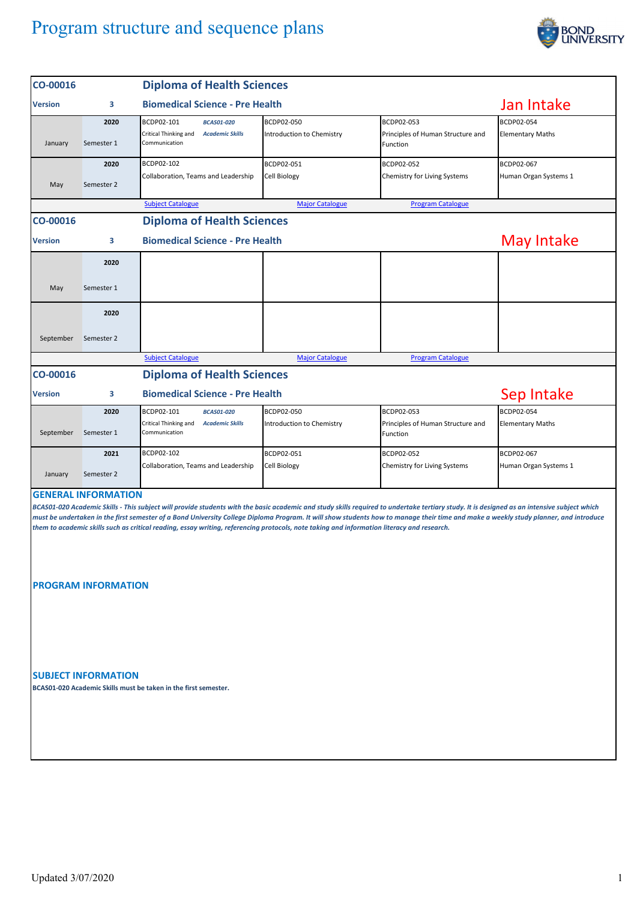# Program structure and sequence plans

## CO-00016 Diploma of Health Sciences

**Version 3 — Biomedical Science - Pre Health — Jan Intake**

| Intake | Period | Subject 1 | Subject 2 | Subject 3 | Subject 4 |
|---|---|---|---|---|---|
| January | 2020 Semester 1 | BCDP02-101 Critical Thinking and Communication / *BCAS01-020 Academic Skills* | BCDP02-050 Introduction to Chemistry | BCDP02-053 Principles of Human Structure and Function | BCDP02-054 Elementary Maths |
| May | 2020 Semester 2 | BCDP02-102 Collaboration, Teams and Leadership | BCDP02-051 Cell Biology | BCDP02-052 Chemistry for Living Systems | BCDP02-067 Human Organ Systems 1 |

Subject Catalogue | Major Catalogue | Program Catalogue

## CO-00016 Diploma of Health Sciences

**Version 3 — Biomedical Science - Pre Health — May Intake**

| Intake | Period | Subject 1 | Subject 2 | Subject 3 | Subject 4 |
|---|---|---|---|---|---|
| May | 2020 Semester 1 | | | | |
| September | 2020 Semester 2 | | | | |

Subject Catalogue | Major Catalogue | Program Catalogue

## CO-00016 Diploma of Health Sciences

**Version 3 — Biomedical Science - Pre Health — Sep Intake**

| Intake | Period | Subject 1 | Subject 2 | Subject 3 | Subject 4 |
|---|---|---|---|---|---|
| September | 2020 Semester 1 | BCDP02-101 Critical Thinking and Communication / *BCAS01-020 Academic Skills* | BCDP02-050 Introduction to Chemistry | BCDP02-053 Principles of Human Structure and Function | BCDP02-054 Elementary Maths |
| January | 2021 Semester 2 | BCDP02-102 Collaboration, Teams and Leadership | BCDP02-051 Cell Biology | BCDP02-052 Chemistry for Living Systems | BCDP02-067 Human Organ Systems 1 |

### GENERAL INFORMATION

***BCAS01-020 Academic Skills - This subject will provide students with the basic academic and study skills required to undertake tertiary study. It is designed as an intensive subject which must be undertaken in the first semester of a Bond University College Diploma Program. It will show students how to manage their time and make a weekly study planner, and introduce them to academic skills such as critical reading, essay writing, referencing protocols, note taking and information literacy and research.***

### PROGRAM INFORMATION

### SUBJECT INFORMATION

**BCAS01-020 Academic Skills must be taken in the first semester.**

Updated 3/07/2020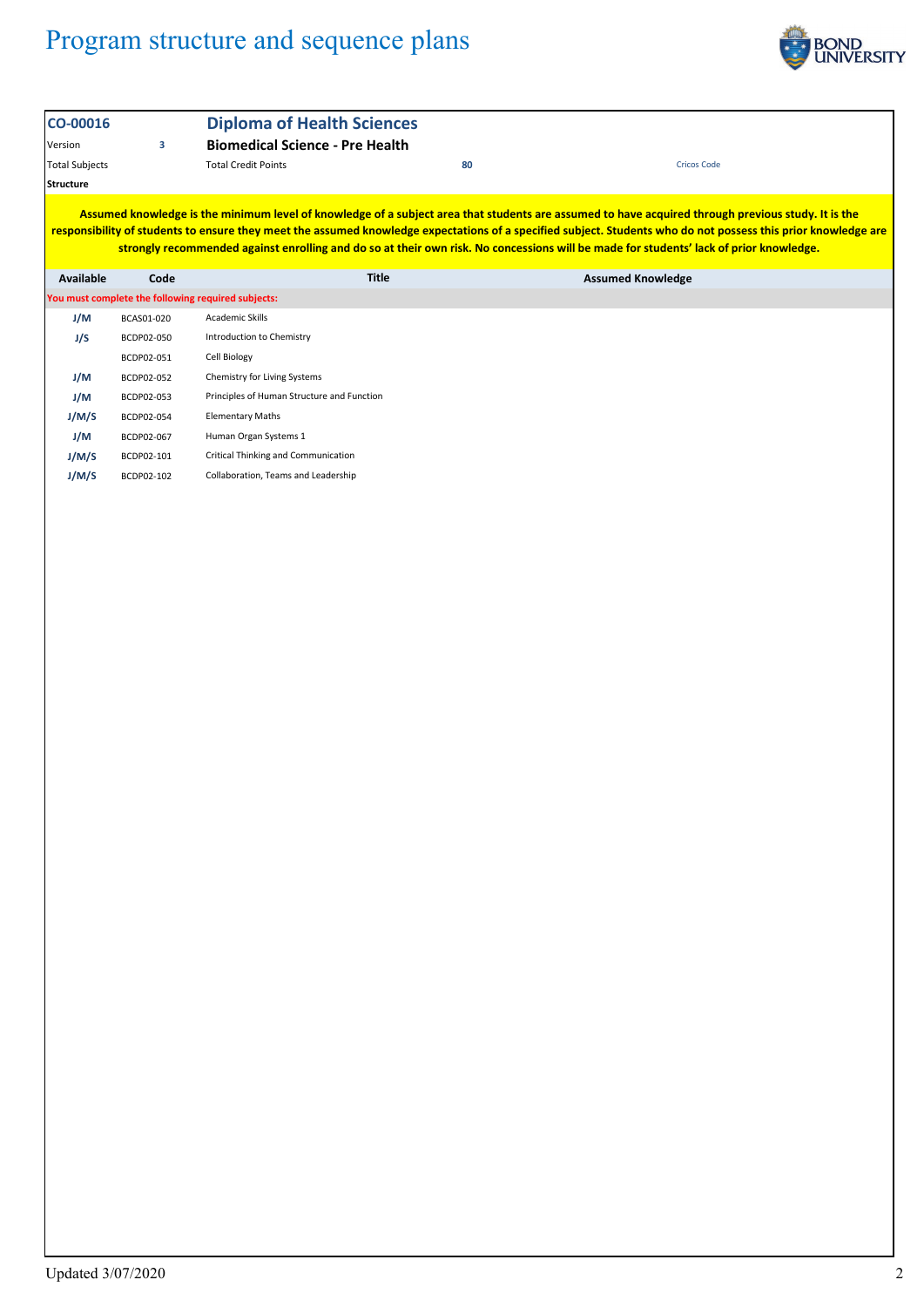# Program structure and sequence plans

| | | | |
|---|---|---|---|
| **CO-00016** | | **Diploma of Health Sciences** | |
| Version | 3 | **Biomedical Science - Pre Health** | |
| Total Subjects | | Total Credit Points | 80 | Cricos Code |
| **Structure** | | | |

**Assumed knowledge is the minimum level of knowledge of a subject area that students are assumed to have acquired through previous study. It is the responsibility of students to ensure they meet the assumed knowledge expectations of a specified subject. Students who do not possess this prior knowledge are strongly recommended against enrolling and do so at their own risk. No concessions will be made for students' lack of prior knowledge.**

| Available | Code | Title | Assumed Knowledge |
|---|---|---|---|
| **You must complete the following required subjects:** | | | |
| J/M | BCAS01-020 | Academic Skills | |
| J/S | BCDP02-050 | Introduction to Chemistry | |
| | BCDP02-051 | Cell Biology | |
| J/M | BCDP02-052 | Chemistry for Living Systems | |
| J/M | BCDP02-053 | Principles of Human Structure and Function | |
| J/M/S | BCDP02-054 | Elementary Maths | |
| J/M | BCDP02-067 | Human Organ Systems 1 | |
| J/M/S | BCDP02-101 | Critical Thinking and Communication | |
| J/M/S | BCDP02-102 | Collaboration, Teams and Leadership | |

Updated 3/07/2020